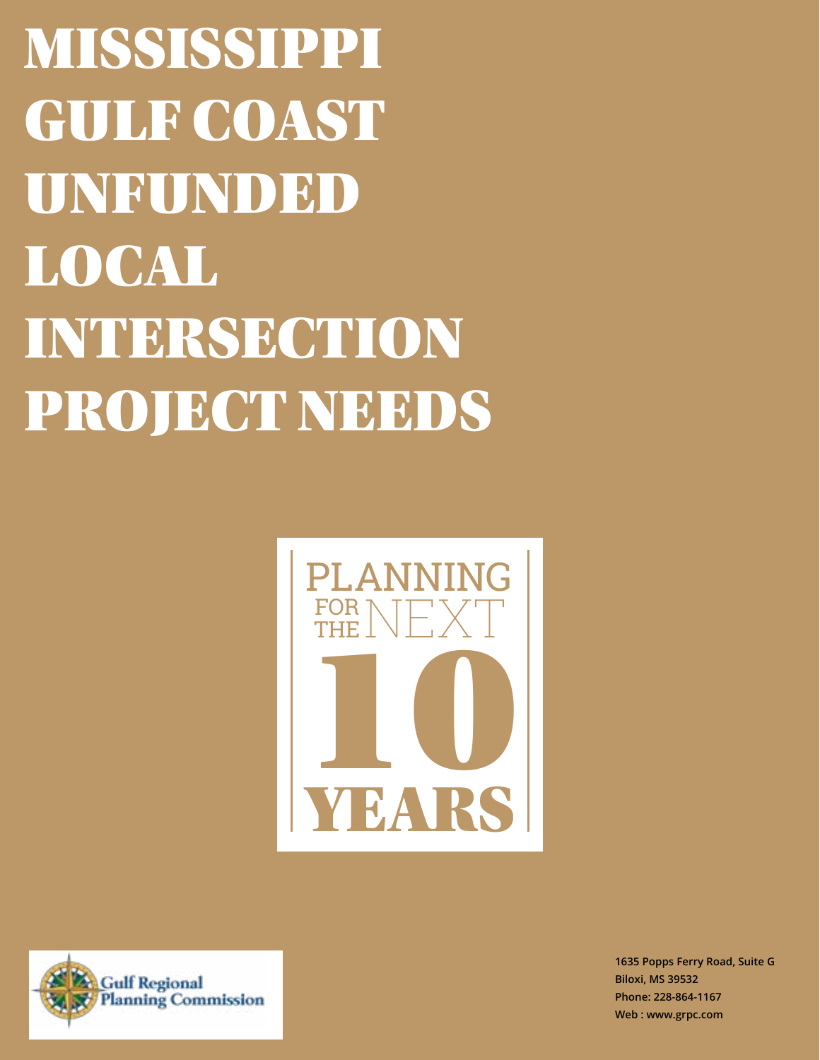# MISSISSIPPI GULF COAST UNFUNDED LOCAL INTERSECTION PROJECT NEEDS

PLANNING FOR THE NEXT 10 YEARS

Gulf Regional Planning Commission

**1635 Popps Ferry Road, Suite G**
**Biloxi, MS 39532**
**Phone: 228-864-1167**
**Web : www.grpc.com**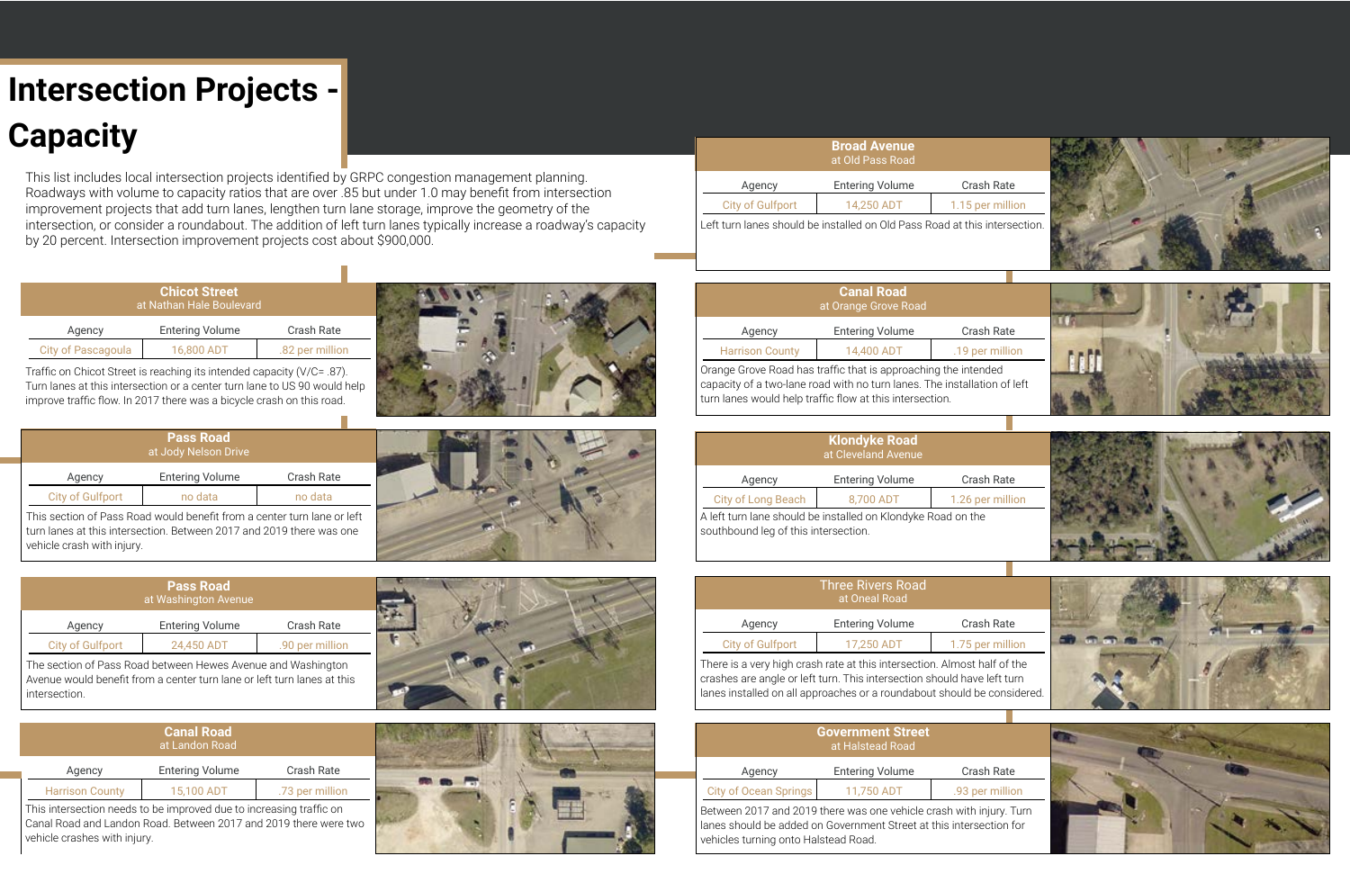# Intersection Projects - Capacity

This list includes local intersection projects identified by GRPC congestion management planning. Roadways with volume to capacity ratios that are over .85 but under 1.0 may benefit from intersection improvement projects that add turn lanes, lengthen turn lane storage, improve the geometry of the intersection, or consider a roundabout. The addition of left turn lanes typically increase a roadway's capacity by 20 percent. Intersection improvement projects cost about $900,000.

## Chicot Street
at Nathan Hale Boulevard

| Agency | Entering Volume | Crash Rate |
|---|---|---|
| City of Pascagoula | 16,800 ADT | .82 per million |

Traffic on Chicot Street is reaching its intended capacity (V/C= .87). Turn lanes at this intersection or a center turn lane to US 90 would help improve traffic flow. In 2017 there was a bicycle crash on this road.

## Pass Road
at Jody Nelson Drive

| Agency | Entering Volume | Crash Rate |
|---|---|---|
| City of Gulfport | no data | no data |

This section of Pass Road would benefit from a center turn lane or left turn lanes at this intersection. Between 2017 and 2019 there was one vehicle crash with injury.

## Pass Road
at Washington Avenue

| Agency | Entering Volume | Crash Rate |
|---|---|---|
| City of Gulfport | 24,450 ADT | .90 per million |

The section of Pass Road between Hewes Avenue and Washington Avenue would benefit from a center turn lane or left turn lanes at this intersection.

## Canal Road
at Landon Road

| Agency | Entering Volume | Crash Rate |
|---|---|---|
| Harrison County | 15,100 ADT | .73 per million |

This intersection needs to be improved due to increasing traffic on Canal Road and Landon Road. Between 2017 and 2019 there were two vehicle crashes with injury.

## Broad Avenue
at Old Pass Road

| Agency | Entering Volume | Crash Rate |
|---|---|---|
| City of Gulfport | 14,250 ADT | 1.15 per million |

Left turn lanes should be installed on Old Pass Road at this intersection.

## Canal Road
at Orange Grove Road

| Agency | Entering Volume | Crash Rate |
|---|---|---|
| Harrison County | 14,400 ADT | .19 per million |

Orange Grove Road has traffic that is approaching the intended capacity of a two-lane road with no turn lanes. The installation of left turn lanes would help traffic flow at this intersection.

## Klondyke Road
at Cleveland Avenue

| Agency | Entering Volume | Crash Rate |
|---|---|---|
| City of Long Beach | 8,700 ADT | 1.26 per million |

A left turn lane should be installed on Klondyke Road on the southbound leg of this intersection.

## Three Rivers Road
at Oneal Road

| Agency | Entering Volume | Crash Rate |
|---|---|---|
| City of Gulfport | 17,250 ADT | 1.75 per million |

There is a very high crash rate at this intersection. Almost half of the crashes are angle or left turn. This intersection should have left turn lanes installed on all approaches or a roundabout should be considered.

## Government Street
at Halstead Road

| Agency | Entering Volume | Crash Rate |
|---|---|---|
| City of Ocean Springs | 11,750 ADT | .93 per million |

Between 2017 and 2019 there was one vehicle crash with injury. Turn lanes should be added on Government Street at this intersection for vehicles turning onto Halstead Road.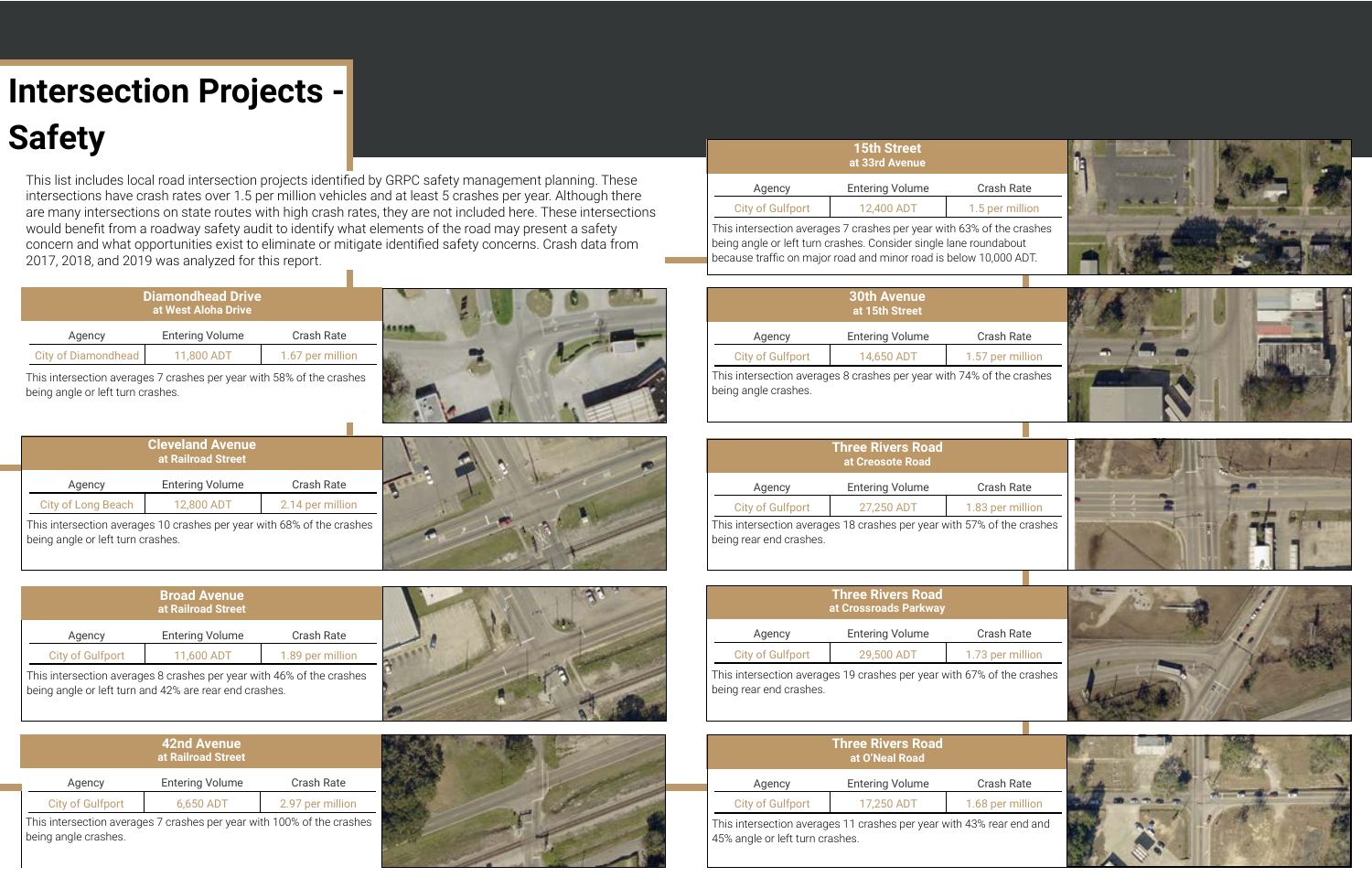# Intersection Projects - Safety

This list includes local road intersection projects identified by GRPC safety management planning. These intersections have crash rates over 1.5 per million vehicles and at least 5 crashes per year. Although there are many intersections on state routes with high crash rates, they are not included here. These intersections would benefit from a roadway safety audit to identify what elements of the road may present a safety concern and what opportunities exist to eliminate or mitigate identified safety concerns. Crash data from 2017, 2018, and 2019 was analyzed for this report.

### Diamondhead Drive
**at West Aloha Drive**

| Agency | Entering Volume | Crash Rate |
|---|---|---|
| City of Diamondhead | 11,800 ADT | 1.67 per million |

This intersection averages 7 crashes per year with 58% of the crashes being angle or left turn crashes.

### Cleveland Avenue
**at Railroad Street**

| Agency | Entering Volume | Crash Rate |
|---|---|---|
| City of Long Beach | 12,800 ADT | 2.14 per million |

This intersection averages 10 crashes per year with 68% of the crashes being angle or left turn crashes.

### Broad Avenue
**at Railroad Street**

| Agency | Entering Volume | Crash Rate |
|---|---|---|
| City of Gulfport | 11,600 ADT | 1.89 per million |

This intersection averages 8 crashes per year with 46% of the crashes being angle or left turn and 42% are rear end crashes.

### 42nd Avenue
**at Railroad Street**

| Agency | Entering Volume | Crash Rate |
|---|---|---|
| City of Gulfport | 6,650 ADT | 2.97 per million |

This intersection averages 7 crashes per year with 100% of the crashes being angle crashes.

### 15th Street
**at 33rd Avenue**

| Agency | Entering Volume | Crash Rate |
|---|---|---|
| City of Gulfport | 12,400 ADT | 1.5 per million |

This intersection averages 7 crashes per year with 63% of the crashes being angle or left turn crashes. Consider single lane roundabout because traffic on major road and minor road is below 10,000 ADT.

### 30th Avenue
**at 15th Street**

| Agency | Entering Volume | Crash Rate |
|---|---|---|
| City of Gulfport | 14,650 ADT | 1.57 per million |

This intersection averages 8 crashes per year with 74% of the crashes being angle crashes.

### Three Rivers Road
**at Creosote Road**

| Agency | Entering Volume | Crash Rate |
|---|---|---|
| City of Gulfport | 27,250 ADT | 1.83 per million |

This intersection averages 18 crashes per year with 57% of the crashes being rear end crashes.

### Three Rivers Road
**at Crossroads Parkway**

| Agency | Entering Volume | Crash Rate |
|---|---|---|
| City of Gulfport | 29,500 ADT | 1.73 per million |

This intersection averages 19 crashes per year with 67% of the crashes being rear end crashes.

### Three Rivers Road
**at O'Neal Road**

| Agency | Entering Volume | Crash Rate |
|---|---|---|
| City of Gulfport | 17,250 ADT | 1.68 per million |

This intersection averages 11 crashes per year with 43% rear end and 45% angle or left turn crashes.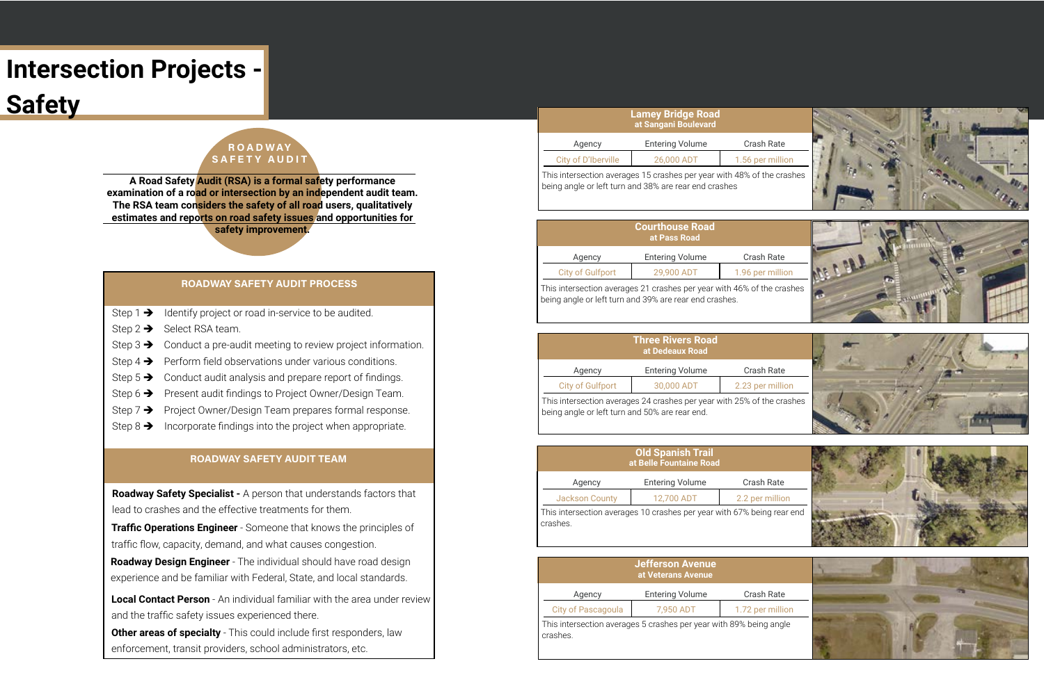# Intersection Projects - Safety

## ROADWAY SAFETY AUDIT

**A Road Safety Audit (RSA) is a formal safety performance examination of a road or intersection by an independent audit team. The RSA team considers the safety of all road users, qualitatively estimates and reports on road safety issues and opportunities for safety improvement.**

### ROADWAY SAFETY AUDIT PROCESS

- Step 1 ➔ Identify project or road in-service to be audited.
- Step 2 ➔ Select RSA team.
- Step 3 ➔ Conduct a pre-audit meeting to review project information.
- Step 4 ➔ Perform field observations under various conditions.
- Step 5 ➔ Conduct audit analysis and prepare report of findings.
- Step 6 ➔ Present audit findings to Project Owner/Design Team.
- Step 7 ➔ Project Owner/Design Team prepares formal response.
- Step 8 ➔ Incorporate findings into the project when appropriate.

### ROADWAY SAFETY AUDIT TEAM

**Roadway Safety Specialist -** A person that understands factors that lead to crashes and the effective treatments for them.

**Traffic Operations Engineer** - Someone that knows the principles of traffic flow, capacity, demand, and what causes congestion.

**Roadway Design Engineer** - The individual should have road design experience and be familiar with Federal, State, and local standards.

**Local Contact Person** - An individual familiar with the area under review and the traffic safety issues experienced there.

**Other areas of specialty** - This could include first responders, law enforcement, transit providers, school administrators, etc.

### Lamey Bridge Road
at Sangani Boulevard

| Agency | Entering Volume | Crash Rate |
|---|---|---|
| City of D'Iberville | 26,000 ADT | 1.56 per million |

This intersection averages 15 crashes per year with 48% of the crashes being angle or left turn and 38% are rear end crashes

### Courthouse Road
at Pass Road

| Agency | Entering Volume | Crash Rate |
|---|---|---|
| City of Gulfport | 29,900 ADT | 1.96 per million |

This intersection averages 21 crashes per year with 46% of the crashes being angle or left turn and 39% are rear end crashes.

### Three Rivers Road
at Dedeaux Road

| Agency | Entering Volume | Crash Rate |
|---|---|---|
| City of Gulfport | 30,000 ADT | 2.23 per million |

This intersection averages 24 crashes per year with 25% of the crashes being angle or left turn and 50% are rear end.

### Old Spanish Trail
at Belle Fountaine Road

| Agency | Entering Volume | Crash Rate |
|---|---|---|
| Jackson County | 12,700 ADT | 2.2 per million |

This intersection averages 10 crashes per year with 67% being rear end crashes.

### Jefferson Avenue
at Veterans Avenue

| Agency | Entering Volume | Crash Rate |
|---|---|---|
| City of Pascagoula | 7,950 ADT | 1.72 per million |

This intersection averages 5 crashes per year with 89% being angle crashes.